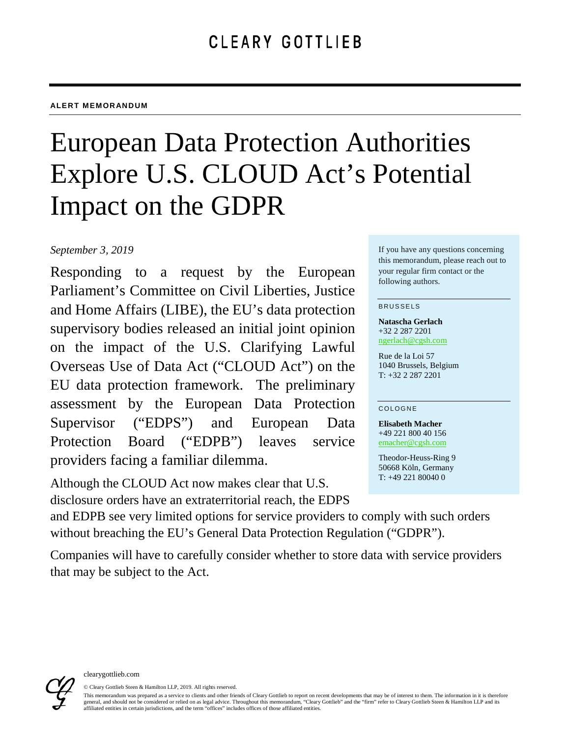CLEARY GOTTLIEB

**ALERT MEMORANDUM**

# European Data Protection Authorities Explore U.S. CLOUD Act's Potential Impact on the GDPR

*September 3, 2019*

Responding to a request by the European Parliament's Committee on Civil Liberties, Justice and Home Affairs (LIBE), the EU's data protection supervisory bodies released an initial joint opinion on the impact of the U.S. Clarifying Lawful Overseas Use of Data Act ("CLOUD Act") on the EU data protection framework. The preliminary assessment by the European Data Protection Supervisor ("EDPS") and European Data Protection Board ("EDPB") leaves service providers facing a familiar dilemma.

Although the CLOUD Act now makes clear that U.S. disclosure orders have an extraterritorial reach, the EDPS and EDPB see very limited options for service providers to comply with such orders without breaching the EU's General Data Protection Regulation ("GDPR").

Companies will have to carefully consider whether to store data with service providers that may be subject to the Act.

If you have any questions concerning this memorandum, please reach out to your regular firm contact or the following authors.

BRUSSELS

**Natascha Gerlach**
+32 2 287 2201
ngerlach@cgsh.com

Rue de la Loi 57
1040 Brussels, Belgium
T: +32 2 287 2201

COLOGNE

**Elisabeth Macher**
+49 221 800 40 156
emacher@cgsh.com

Theodor-Heuss-Ring 9
50668 Köln, Germany
T: +49 221 80040 0

clearygottlieb.com

© Cleary Gottlieb Steen & Hamilton LLP, 2019. All rights reserved.

This memorandum was prepared as a service to clients and other friends of Cleary Gottlieb to report on recent developments that may be of interest to them. The information in it is therefore general, and should not be considered or relied on as legal advice. Throughout this memorandum, "Cleary Gottlieb" and the "firm" refer to Cleary Gottlieb Steen & Hamilton LLP and its affiliated entities in certain jurisdictions, and the term "offices" includes offices of those affiliated entities.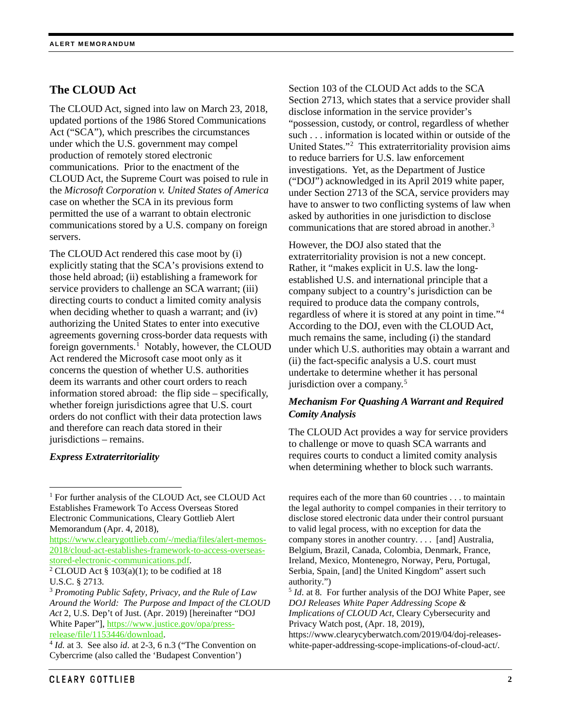## The CLOUD Act

The CLOUD Act, signed into law on March 23, 2018, updated portions of the 1986 Stored Communications Act ("SCA"), which prescribes the circumstances under which the U.S. government may compel production of remotely stored electronic communications. Prior to the enactment of the CLOUD Act, the Supreme Court was poised to rule in the *Microsoft Corporation v. United States of America* case on whether the SCA in its previous form permitted the use of a warrant to obtain electronic communications stored by a U.S. company on foreign servers.

The CLOUD Act rendered this case moot by (i) explicitly stating that the SCA's provisions extend to those held abroad; (ii) establishing a framework for service providers to challenge an SCA warrant; (iii) directing courts to conduct a limited comity analysis when deciding whether to quash a warrant; and (iv) authorizing the United States to enter into executive agreements governing cross-border data requests with foreign governments.[1] Notably, however, the CLOUD Act rendered the Microsoft case moot only as it concerns the question of whether U.S. authorities deem its warrants and other court orders to reach information stored abroad: the flip side – specifically, whether foreign jurisdictions agree that U.S. court orders do not conflict with their data protection laws and therefore can reach data stored in their jurisdictions – remains.

### *Express Extraterritoriality*

Section 103 of the CLOUD Act adds to the SCA Section 2713, which states that a service provider shall disclose information in the service provider's "possession, custody, or control, regardless of whether such . . . information is located within or outside of the United States."[2] This extraterritoriality provision aims to reduce barriers for U.S. law enforcement investigations. Yet, as the Department of Justice ("DOJ") acknowledged in its April 2019 white paper, under Section 2713 of the SCA, service providers may have to answer to two conflicting systems of law when asked by authorities in one jurisdiction to disclose communications that are stored abroad in another.[3]

However, the DOJ also stated that the extraterritoriality provision is not a new concept. Rather, it "makes explicit in U.S. law the long-established U.S. and international principle that a company subject to a country's jurisdiction can be required to produce data the company controls, regardless of where it is stored at any point in time."[4] According to the DOJ, even with the CLOUD Act, much remains the same, including (i) the standard under which U.S. authorities may obtain a warrant and (ii) the fact-specific analysis a U.S. court must undertake to determine whether it has personal jurisdiction over a company.[5]

### *Mechanism For Quashing A Warrant and Required Comity Analysis*

The CLOUD Act provides a way for service providers to challenge or move to quash SCA warrants and requires courts to conduct a limited comity analysis when determining whether to block such warrants.

---

[1] For further analysis of the CLOUD Act, see CLOUD Act Establishes Framework To Access Overseas Stored Electronic Communications, Cleary Gottlieb Alert Memorandum (Apr. 4, 2018), https://www.clearygottlieb.com/-/media/files/alert-memos-2018/cloud-act-establishes-framework-to-access-overseas-stored-electronic-communications.pdf.

[2] CLOUD Act § 103(a)(1); to be codified at 18 U.S.C. § 2713.

[3] *Promoting Public Safety, Privacy, and the Rule of Law Around the World: The Purpose and Impact of the CLOUD Act* 2, U.S. Dep't of Just. (Apr. 2019) [hereinafter "DOJ White Paper"], https://www.justice.gov/opa/press-release/file/1153446/download.

[4] *Id.* at 3. See also *id*. at 2-3, 6 n.3 ("The Convention on Cybercrime (also called the 'Budapest Convention') requires each of the more than 60 countries . . . to maintain the legal authority to compel companies in their territory to disclose stored electronic data under their control pursuant to valid legal process, with no exception for data the company stores in another country. . . . [and] Australia, Belgium, Brazil, Canada, Colombia, Denmark, France, Ireland, Mexico, Montenegro, Norway, Peru, Portugal, Serbia, Spain, [and] the United Kingdom" assert such authority.")

[5] *Id*. at 8. For further analysis of the DOJ White Paper, see *DOJ Releases White Paper Addressing Scope & Implications of CLOUD Act*, Cleary Cybersecurity and Privacy Watch post, (Apr. 18, 2019), https://www.clearycyberwatch.com/2019/04/doj-releases-white-paper-addressing-scope-implications-of-cloud-act/.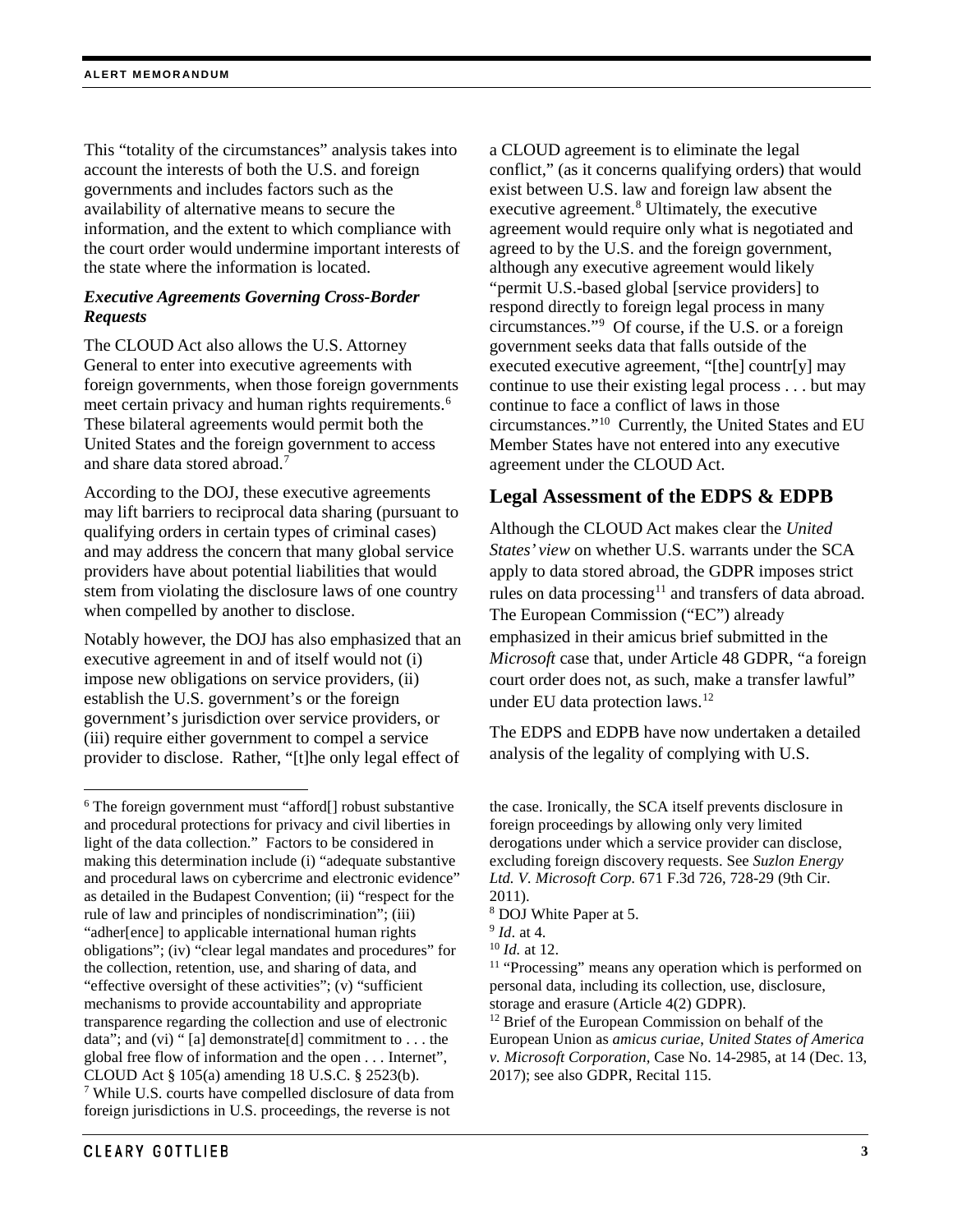This "totality of the circumstances" analysis takes into account the interests of both the U.S. and foreign governments and includes factors such as the availability of alternative means to secure the information, and the extent to which compliance with the court order would undermine important interests of the state where the information is located.

***Executive Agreements Governing Cross-Border Requests***

The CLOUD Act also allows the U.S. Attorney General to enter into executive agreements with foreign governments, when those foreign governments meet certain privacy and human rights requirements.[6] These bilateral agreements would permit both the United States and the foreign government to access and share data stored abroad.[7]

According to the DOJ, these executive agreements may lift barriers to reciprocal data sharing (pursuant to qualifying orders in certain types of criminal cases) and may address the concern that many global service providers have about potential liabilities that would stem from violating the disclosure laws of one country when compelled by another to disclose.

Notably however, the DOJ has also emphasized that an executive agreement in and of itself would not (i) impose new obligations on service providers, (ii) establish the U.S. government's or the foreign government's jurisdiction over service providers, or (iii) require either government to compel a service provider to disclose. Rather, "[t]he only legal effect of a CLOUD agreement is to eliminate the legal conflict," (as it concerns qualifying orders) that would exist between U.S. law and foreign law absent the executive agreement.[8] Ultimately, the executive agreement would require only what is negotiated and agreed to by the U.S. and the foreign government, although any executive agreement would likely "permit U.S.-based global [service providers] to respond directly to foreign legal process in many circumstances."[9] Of course, if the U.S. or a foreign government seeks data that falls outside of the executed executive agreement, "[the] countr[y] may continue to use their existing legal process . . . but may continue to face a conflict of laws in those circumstances."[10] Currently, the United States and EU Member States have not entered into any executive agreement under the CLOUD Act.

## Legal Assessment of the EDPS & EDPB

Although the CLOUD Act makes clear the *United States' view* on whether U.S. warrants under the SCA apply to data stored abroad, the GDPR imposes strict rules on data processing[11] and transfers of data abroad. The European Commission ("EC") already emphasized in their amicus brief submitted in the *Microsoft* case that, under Article 48 GDPR, "a foreign court order does not, as such, make a transfer lawful" under EU data protection laws.[12]

The EDPS and EDPB have now undertaken a detailed analysis of the legality of complying with U.S.

---

[6] The foreign government must "afford[] robust substantive and procedural protections for privacy and civil liberties in light of the data collection." Factors to be considered in making this determination include (i) "adequate substantive and procedural laws on cybercrime and electronic evidence" as detailed in the Budapest Convention; (ii) "respect for the rule of law and principles of nondiscrimination"; (iii) "adher[ence] to applicable international human rights obligations"; (iv) "clear legal mandates and procedures" for the collection, retention, use, and sharing of data, and "effective oversight of these activities"; (v) "sufficient mechanisms to provide accountability and appropriate transparence regarding the collection and use of electronic data"; and (vi) " [a] demonstrate[d] commitment to . . . the global free flow of information and the open . . . Internet", CLOUD Act § 105(a) amending 18 U.S.C. § 2523(b).

[7] While U.S. courts have compelled disclosure of data from foreign jurisdictions in U.S. proceedings, the reverse is not the case. Ironically, the SCA itself prevents disclosure in foreign proceedings by allowing only very limited derogations under which a service provider can disclose, excluding foreign discovery requests. See *Suzlon Energy Ltd. V. Microsoft Corp.* 671 F.3d 726, 728-29 (9th Cir. 2011).

[8] DOJ White Paper at 5.

[9] *Id*. at 4.

[10] *Id.* at 12.

[11] "Processing" means any operation which is performed on personal data, including its collection, use, disclosure, storage and erasure (Article 4(2) GDPR).

[12] Brief of the European Commission on behalf of the European Union as *amicus curiae, United States of America v. Microsoft Corporation,* Case No. 14-2985, at 14 (Dec. 13, 2017); see also GDPR, Recital 115.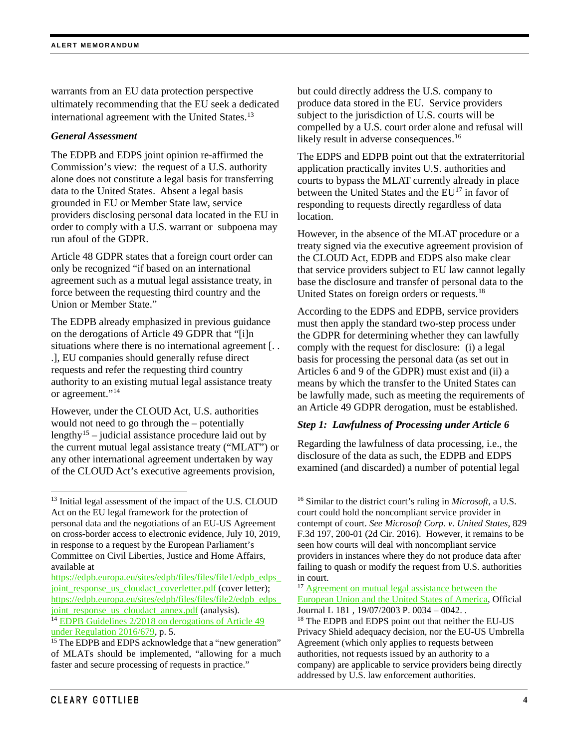warrants from an EU data protection perspective ultimately recommending that the EU seek a dedicated international agreement with the United States.[13]

### *General Assessment*

The EDPB and EDPS joint opinion re-affirmed the Commission's view: the request of a U.S. authority alone does not constitute a legal basis for transferring data to the United States. Absent a legal basis grounded in EU or Member State law, service providers disclosing personal data located in the EU in order to comply with a U.S. warrant or subpoena may run afoul of the GDPR.

Article 48 GDPR states that a foreign court order can only be recognized "if based on an international agreement such as a mutual legal assistance treaty, in force between the requesting third country and the Union or Member State."

The EDPB already emphasized in previous guidance on the derogations of Article 49 GDPR that "[i]n situations where there is no international agreement [. . .], EU companies should generally refuse direct requests and refer the requesting third country authority to an existing mutual legal assistance treaty or agreement."[14]

However, under the CLOUD Act, U.S. authorities would not need to go through the – potentially lengthy[15] – judicial assistance procedure laid out by the current mutual legal assistance treaty ("MLAT") or any other international agreement undertaken by way of the CLOUD Act's executive agreements provision, but could directly address the U.S. company to produce data stored in the EU. Service providers subject to the jurisdiction of U.S. courts will be compelled by a U.S. court order alone and refusal will likely result in adverse consequences.[16]

The EDPS and EDPB point out that the extraterritorial application practically invites U.S. authorities and courts to bypass the MLAT currently already in place between the United States and the EU[17] in favor of responding to requests directly regardless of data location.

However, in the absence of the MLAT procedure or a treaty signed via the executive agreement provision of the CLOUD Act, EDPB and EDPS also make clear that service providers subject to EU law cannot legally base the disclosure and transfer of personal data to the United States on foreign orders or requests.[18]

According to the EDPS and EDPB, service providers must then apply the standard two-step process under the GDPR for determining whether they can lawfully comply with the request for disclosure: (i) a legal basis for processing the personal data (as set out in Articles 6 and 9 of the GDPR) must exist and (ii) a means by which the transfer to the United States can be lawfully made, such as meeting the requirements of an Article 49 GDPR derogation, must be established.

### *Step 1: Lawfulness of Processing under Article 6*

Regarding the lawfulness of data processing, i.e., the disclosure of the data as such, the EDPB and EDPS examined (and discarded) a number of potential legal

---

[13] Initial legal assessment of the impact of the U.S. CLOUD Act on the EU legal framework for the protection of personal data and the negotiations of an EU-US Agreement on cross-border access to electronic evidence, July 10, 2019, in response to a request by the European Parliament's Committee on Civil Liberties, Justice and Home Affairs, available at https://edpb.europa.eu/sites/edpb/files/files/file1/edpb_edps_joint_response_us_cloudact_coverletter.pdf (cover letter); https://edpb.europa.eu/sites/edpb/files/files/file2/edpb_edps_joint_response_us_cloudact_annex.pdf (analysis).

[14] EDPB Guidelines 2/2018 on derogations of Article 49 under Regulation 2016/679, p. 5.

[15] The EDPB and EDPS acknowledge that a "new generation" of MLATs should be implemented, "allowing for a much faster and secure processing of requests in practice."

[16] Similar to the district court's ruling in *Microsoft*, a U.S. court could hold the noncompliant service provider in contempt of court. *See Microsoft Corp. v. United States*, 829 F.3d 197, 200-01 (2d Cir. 2016). However, it remains to be seen how courts will deal with noncompliant service providers in instances where they do not produce data after failing to quash or modify the request from U.S. authorities in court.

[17] Agreement on mutual legal assistance between the European Union and the United States of America, Official Journal L 181 , 19/07/2003 P. 0034 – 0042. .

[18] The EDPB and EDPS point out that neither the EU-US Privacy Shield adequacy decision, nor the EU-US Umbrella Agreement (which only applies to requests between authorities, not requests issued by an authority to a company) are applicable to service providers being directly addressed by U.S. law enforcement authorities.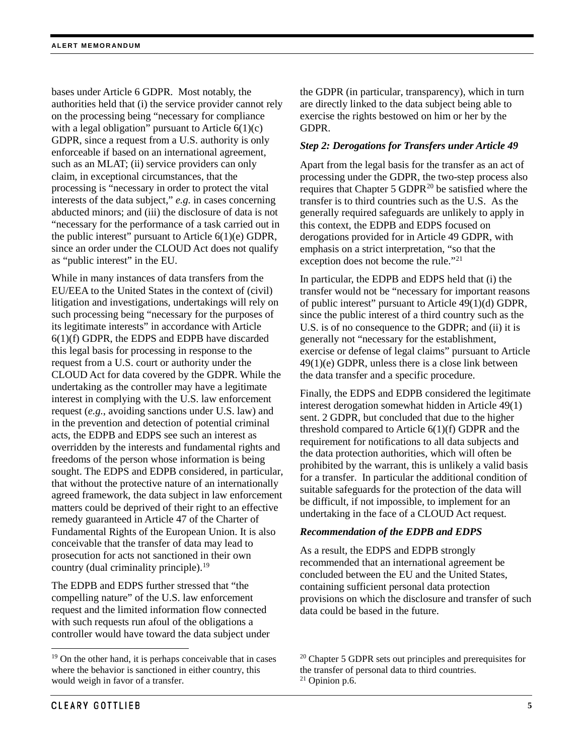bases under Article 6 GDPR. Most notably, the authorities held that (i) the service provider cannot rely on the processing being "necessary for compliance with a legal obligation" pursuant to Article 6(1)(c) GDPR, since a request from a U.S. authority is only enforceable if based on an international agreement, such as an MLAT; (ii) service providers can only claim, in exceptional circumstances, that the processing is "necessary in order to protect the vital interests of the data subject," *e.g.* in cases concerning abducted minors; and (iii) the disclosure of data is not "necessary for the performance of a task carried out in the public interest" pursuant to Article 6(1)(e) GDPR, since an order under the CLOUD Act does not qualify as "public interest" in the EU.

While in many instances of data transfers from the EU/EEA to the United States in the context of (civil) litigation and investigations, undertakings will rely on such processing being "necessary for the purposes of its legitimate interests" in accordance with Article 6(1)(f) GDPR, the EDPS and EDPB have discarded this legal basis for processing in response to the request from a U.S. court or authority under the CLOUD Act for data covered by the GDPR. While the undertaking as the controller may have a legitimate interest in complying with the U.S. law enforcement request (*e.g.*, avoiding sanctions under U.S. law) and in the prevention and detection of potential criminal acts, the EDPB and EDPS see such an interest as overridden by the interests and fundamental rights and freedoms of the person whose information is being sought. The EDPS and EDPB considered, in particular, that without the protective nature of an internationally agreed framework, the data subject in law enforcement matters could be deprived of their right to an effective remedy guaranteed in Article 47 of the Charter of Fundamental Rights of the European Union. It is also conceivable that the transfer of data may lead to prosecution for acts not sanctioned in their own country (dual criminality principle).[19]

The EDPB and EDPS further stressed that "the compelling nature" of the U.S. law enforcement request and the limited information flow connected with such requests run afoul of the obligations a controller would have toward the data subject under the GDPR (in particular, transparency), which in turn are directly linked to the data subject being able to exercise the rights bestowed on him or her by the GDPR.

***Step 2: Derogations for Transfers under Article 49***

Apart from the legal basis for the transfer as an act of processing under the GDPR, the two-step process also requires that Chapter 5 GDPR[20] be satisfied where the transfer is to third countries such as the U.S. As the generally required safeguards are unlikely to apply in this context, the EDPB and EDPS focused on derogations provided for in Article 49 GDPR, with emphasis on a strict interpretation, "so that the exception does not become the rule."[21]

In particular, the EDPB and EDPS held that (i) the transfer would not be "necessary for important reasons of public interest" pursuant to Article 49(1)(d) GDPR, since the public interest of a third country such as the U.S. is of no consequence to the GDPR; and (ii) it is generally not "necessary for the establishment, exercise or defense of legal claims" pursuant to Article 49(1)(e) GDPR, unless there is a close link between the data transfer and a specific procedure.

Finally, the EDPS and EDPB considered the legitimate interest derogation somewhat hidden in Article 49(1) sent. 2 GDPR, but concluded that due to the higher threshold compared to Article 6(1)(f) GDPR and the requirement for notifications to all data subjects and the data protection authorities, which will often be prohibited by the warrant, this is unlikely a valid basis for a transfer. In particular the additional condition of suitable safeguards for the protection of the data will be difficult, if not impossible, to implement for an undertaking in the face of a CLOUD Act request.

***Recommendation of the EDPB and EDPS***

As a result, the EDPS and EDPB strongly recommended that an international agreement be concluded between the EU and the United States, containing sufficient personal data protection provisions on which the disclosure and transfer of such data could be based in the future.

---

[19] On the other hand, it is perhaps conceivable that in cases where the behavior is sanctioned in either country, this would weigh in favor of a transfer.

[20] Chapter 5 GDPR sets out principles and prerequisites for the transfer of personal data to third countries.

[21] Opinion p.6.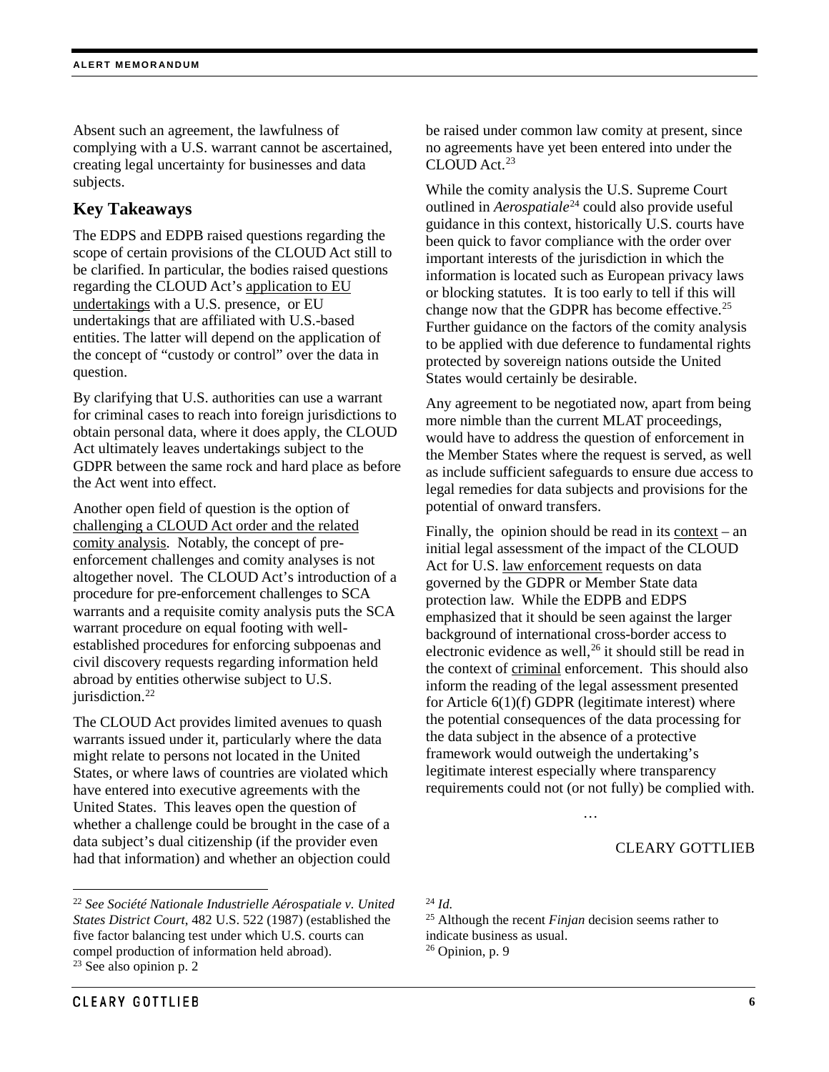Absent such an agreement, the lawfulness of complying with a U.S. warrant cannot be ascertained, creating legal uncertainty for businesses and data subjects.

## Key Takeaways

The EDPS and EDPB raised questions regarding the scope of certain provisions of the CLOUD Act still to be clarified. In particular, the bodies raised questions regarding the CLOUD Act's application to EU undertakings with a U.S. presence, or EU undertakings that are affiliated with U.S.-based entities. The latter will depend on the application of the concept of "custody or control" over the data in question.

By clarifying that U.S. authorities can use a warrant for criminal cases to reach into foreign jurisdictions to obtain personal data, where it does apply, the CLOUD Act ultimately leaves undertakings subject to the GDPR between the same rock and hard place as before the Act went into effect.

Another open field of question is the option of challenging a CLOUD Act order and the related comity analysis. Notably, the concept of pre-enforcement challenges and comity analyses is not altogether novel. The CLOUD Act's introduction of a procedure for pre-enforcement challenges to SCA warrants and a requisite comity analysis puts the SCA warrant procedure on equal footing with well-established procedures for enforcing subpoenas and civil discovery requests regarding information held abroad by entities otherwise subject to U.S. jurisdiction.[22]

The CLOUD Act provides limited avenues to quash warrants issued under it, particularly where the data might relate to persons not located in the United States, or where laws of countries are violated which have entered into executive agreements with the United States. This leaves open the question of whether a challenge could be brought in the case of a data subject's dual citizenship (if the provider even had that information) and whether an objection could be raised under common law comity at present, since no agreements have yet been entered into under the CLOUD Act.[23]

While the comity analysis the U.S. Supreme Court outlined in *Aerospatiale*[24] could also provide useful guidance in this context, historically U.S. courts have been quick to favor compliance with the order over important interests of the jurisdiction in which the information is located such as European privacy laws or blocking statutes. It is too early to tell if this will change now that the GDPR has become effective.[25] Further guidance on the factors of the comity analysis to be applied with due deference to fundamental rights protected by sovereign nations outside the United States would certainly be desirable.

Any agreement to be negotiated now, apart from being more nimble than the current MLAT proceedings, would have to address the question of enforcement in the Member States where the request is served, as well as include sufficient safeguards to ensure due access to legal remedies for data subjects and provisions for the potential of onward transfers.

Finally, the opinion should be read in its context – an initial legal assessment of the impact of the CLOUD Act for U.S. law enforcement requests on data governed by the GDPR or Member State data protection law. While the EDPB and EDPS emphasized that it should be seen against the larger background of international cross-border access to electronic evidence as well,[26] it should still be read in the context of criminal enforcement. This should also inform the reading of the legal assessment presented for Article 6(1)(f) GDPR (legitimate interest) where the potential consequences of the data processing for the data subject in the absence of a protective framework would outweigh the undertaking's legitimate interest especially where transparency requirements could not (or not fully) be complied with.

…

CLEARY GOTTLIEB

---

[22] *See Société Nationale Industrielle Aérospatiale v. United States District Court*, 482 U.S. 522 (1987) (established the five factor balancing test under which U.S. courts can compel production of information held abroad).

[23] See also opinion p. 2

[24] *Id.*

[25] Although the recent *Finjan* decision seems rather to indicate business as usual.

[26] Opinion, p. 9